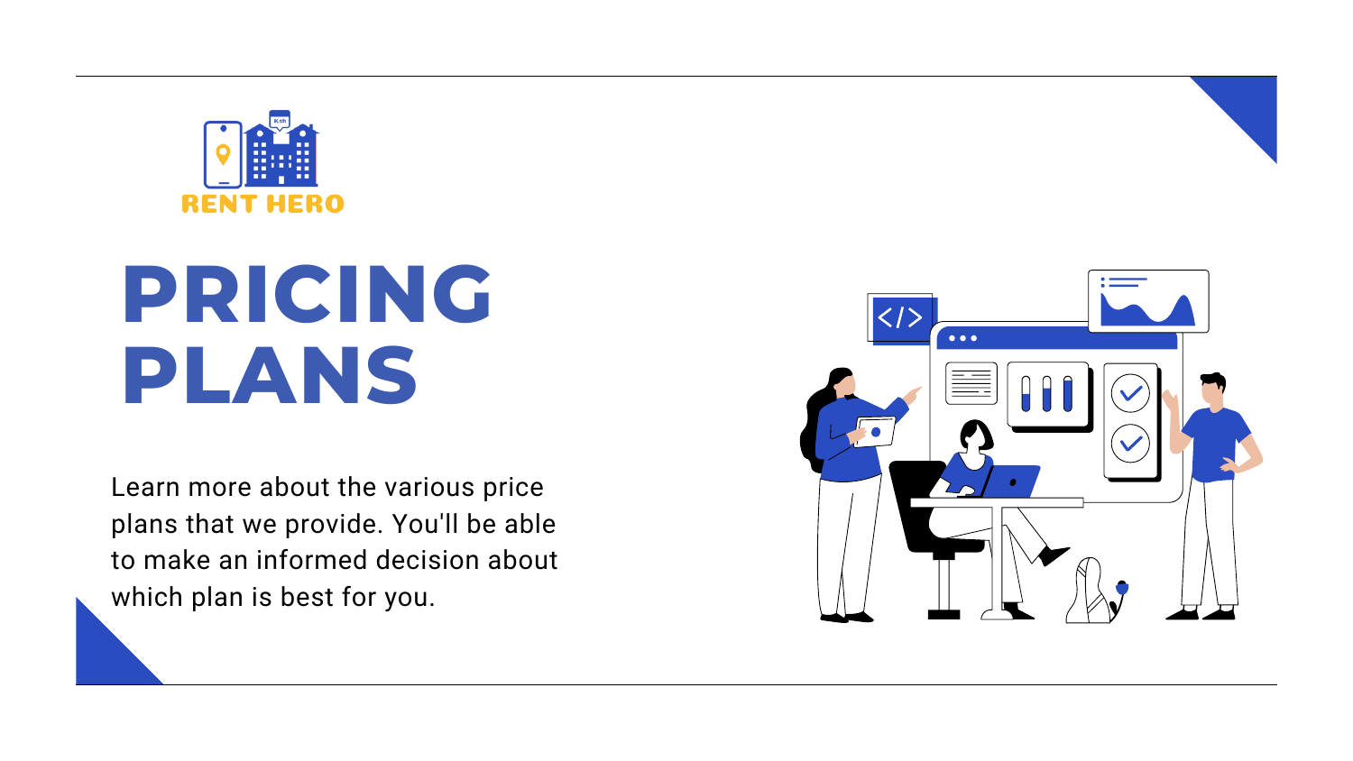RENT HERO

# PRICING PLANS

Learn more about the various price plans that we provide. You'll be able to make an informed decision about which plan is best for you.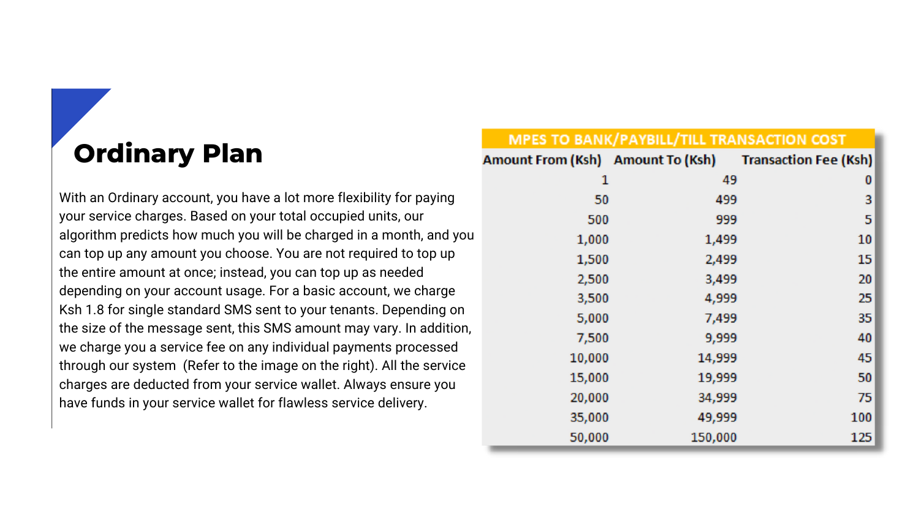# Ordinary Plan

With an Ordinary account, you have a lot more flexibility for paying your service charges. Based on your total occupied units, our algorithm predicts how much you will be charged in a month, and you can top up any amount you choose. You are not required to top up the entire amount at once; instead, you can top up as needed depending on your account usage. For a basic account, we charge Ksh 1.8 for single standard SMS sent to your tenants. Depending on the size of the message sent, this SMS amount may vary. In addition, we charge you a service fee on any individual payments processed through our system (Refer to the image on the right). All the service charges are deducted from your service wallet. Always ensure you have funds in your service wallet for flawless service delivery.

**MPES TO BANK/PAYBILL/TILL TRANSACTION COST**

| Amount From (Ksh) | Amount To (Ksh) | Transaction Fee (Ksh) |
|---|---|---|
| 1 | 49 | 0 |
| 50 | 499 | 3 |
| 500 | 999 | 5 |
| 1,000 | 1,499 | 10 |
| 1,500 | 2,499 | 15 |
| 2,500 | 3,499 | 20 |
| 3,500 | 4,999 | 25 |
| 5,000 | 7,499 | 35 |
| 7,500 | 9,999 | 40 |
| 10,000 | 14,999 | 45 |
| 15,000 | 19,999 | 50 |
| 20,000 | 34,999 | 75 |
| 35,000 | 49,999 | 100 |
| 50,000 | 150,000 | 125 |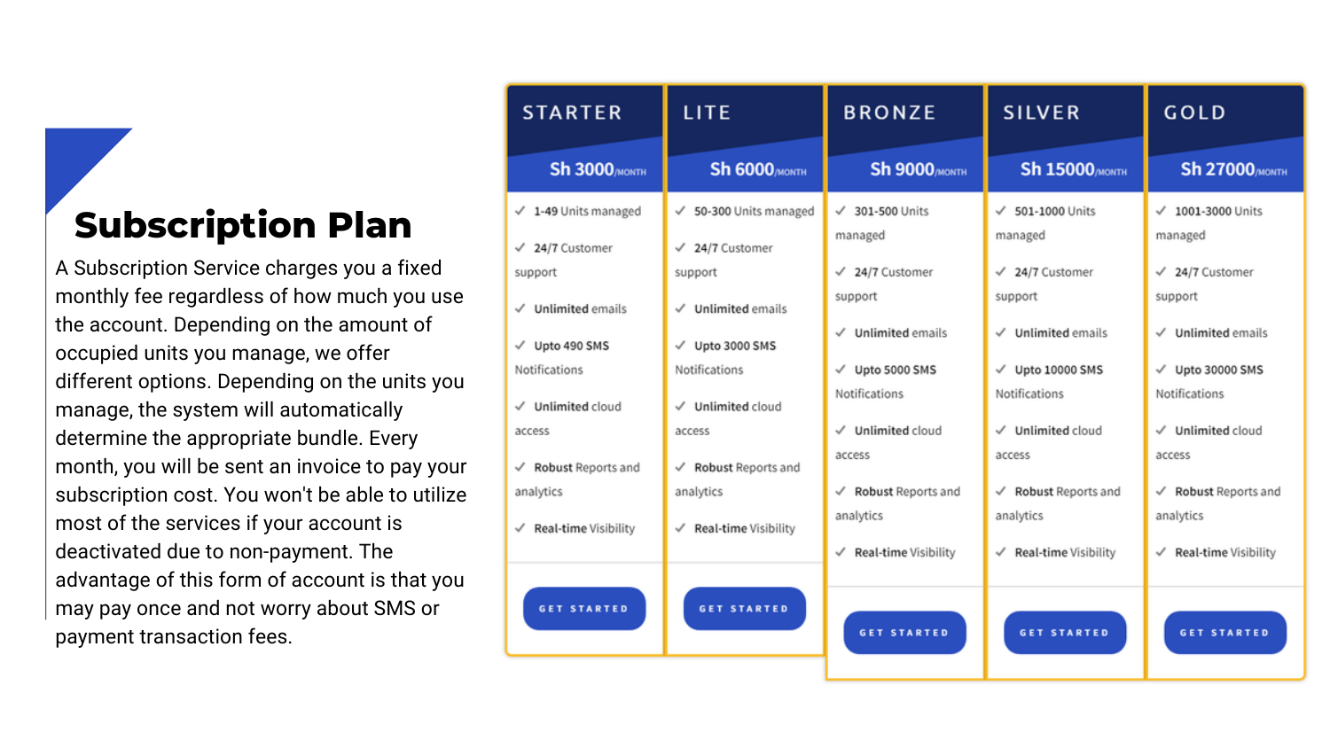# Subscription Plan

A Subscription Service charges you a fixed monthly fee regardless of how much you use the account. Depending on the amount of occupied units you manage, we offer different options. Depending on the units you manage, the system will automatically determine the appropriate bundle. Every month, you will be sent an invoice to pay your subscription cost. You won't be able to utilize most of the services if your account is deactivated due to non-payment. The advantage of this form of account is that you may pay once and not worry about SMS or payment transaction fees.

| STARTER | LITE | BRONZE | SILVER | GOLD |
| --- | --- | --- | --- | --- |
| Sh 3000/MONTH | Sh 6000/MONTH | Sh 9000/MONTH | Sh 15000/MONTH | Sh 27000/MONTH |
| ✓ 1-49 Units managed | ✓ 50-300 Units managed | ✓ 301-500 Units managed | ✓ 501-1000 Units managed | ✓ 1001-3000 Units managed |
| ✓ 24/7 Customer support | ✓ 24/7 Customer support | ✓ 24/7 Customer support | ✓ 24/7 Customer support | ✓ 24/7 Customer support |
| ✓ Unlimited emails | ✓ Unlimited emails | ✓ Unlimited emails | ✓ Unlimited emails | ✓ Unlimited emails |
| ✓ Upto 490 SMS Notifications | ✓ Upto 3000 SMS Notifications | ✓ Upto 5000 SMS Notifications | ✓ Upto 10000 SMS Notifications | ✓ Upto 30000 SMS Notifications |
| ✓ Unlimited cloud access | ✓ Unlimited cloud access | ✓ Unlimited cloud access | ✓ Unlimited cloud access | ✓ Unlimited cloud access |
| ✓ Robust Reports and analytics | ✓ Robust Reports and analytics | ✓ Robust Reports and analytics | ✓ Robust Reports and analytics | ✓ Robust Reports and analytics |
| ✓ Real-time Visibility | ✓ Real-time Visibility | ✓ Real-time Visibility | ✓ Real-time Visibility | ✓ Real-time Visibility |
| GET STARTED | GET STARTED | GET STARTED | GET STARTED | GET STARTED |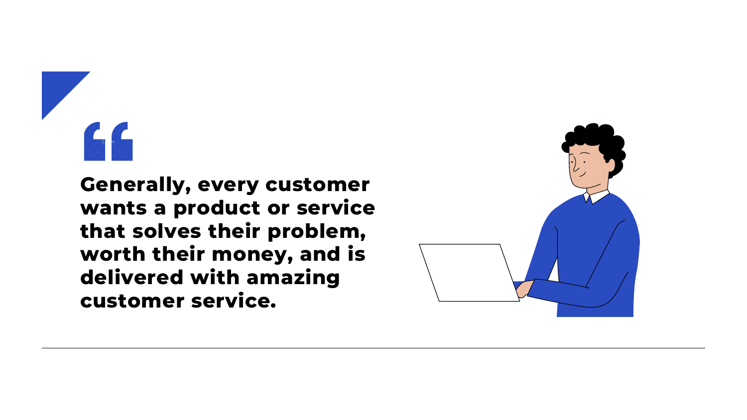> **Generally, every customer wants a product or service that solves their problem, worth their money, and is delivered with amazing customer service.**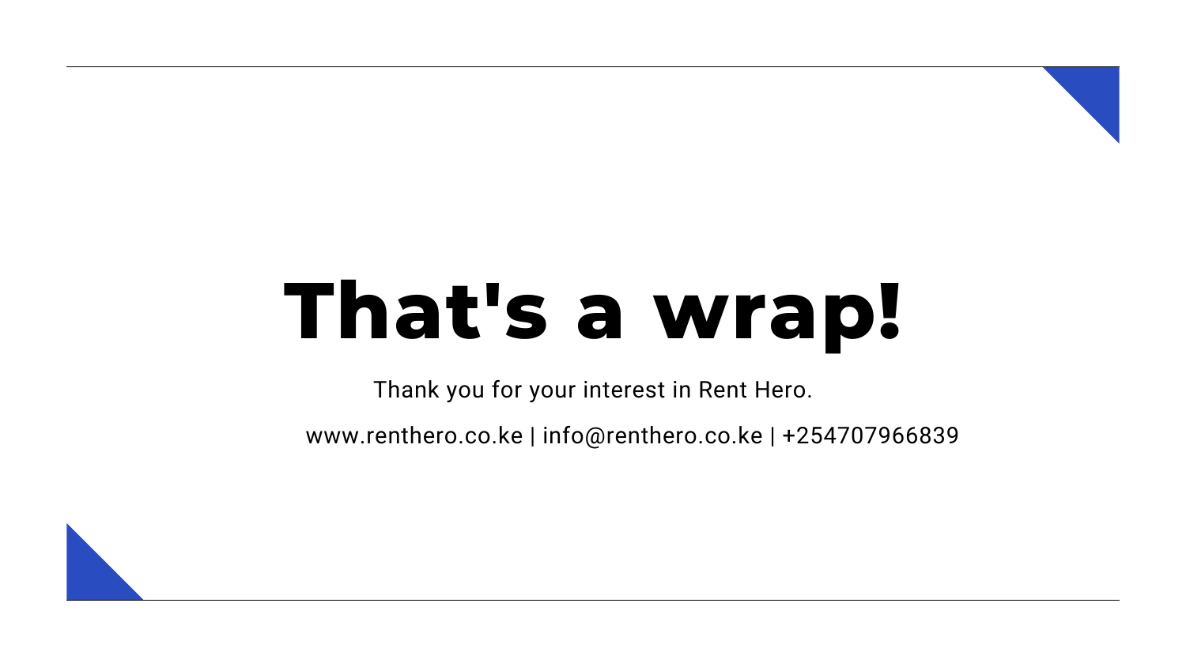# That's a wrap!

Thank you for your interest in Rent Hero.

www.renthero.co.ke | info@renthero.co.ke | +254707966839